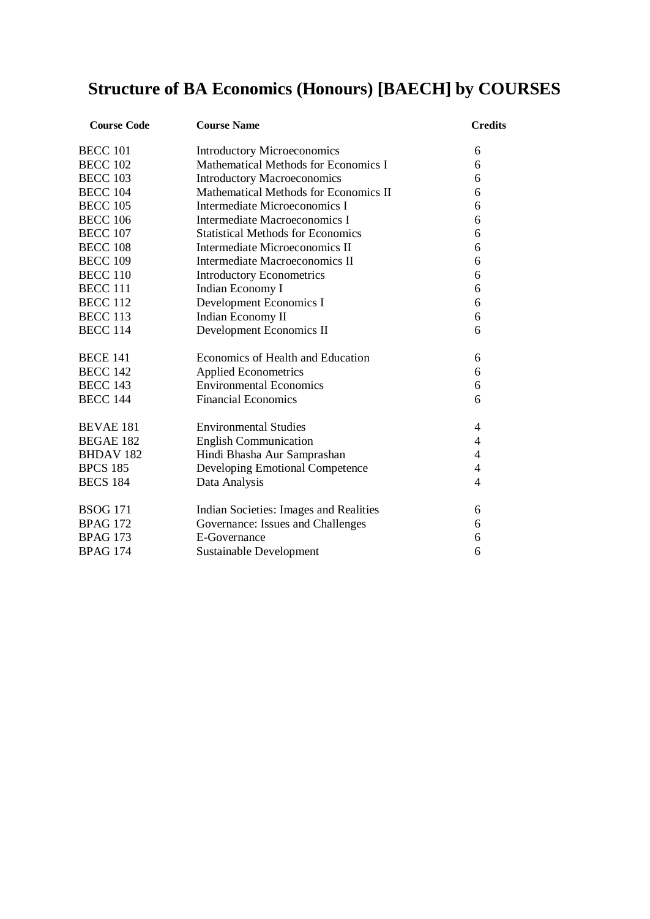# Structure of BA Economics (Honours) [BAECH] by COURSES

| Course Code | Course Name | Credits |
|---|---|---|
| BECC 101 | Introductory Microeconomics | 6 |
| BECC 102 | Mathematical Methods for Economics I | 6 |
| BECC 103 | Introductory Macroeconomics | 6 |
| BECC 104 | Mathematical Methods for Economics II | 6 |
| BECC 105 | Intermediate Microeconomics I | 6 |
| BECC 106 | Intermediate Macroeconomics I | 6 |
| BECC 107 | Statistical Methods for Economics | 6 |
| BECC 108 | Intermediate Microeconomics II | 6 |
| BECC 109 | Intermediate Macroeconomics II | 6 |
| BECC 110 | Introductory Econometrics | 6 |
| BECC 111 | Indian Economy I | 6 |
| BECC 112 | Development Economics I | 6 |
| BECC 113 | Indian Economy II | 6 |
| BECC 114 | Development Economics II | 6 |
| BECE 141 | Economics of Health and Education | 6 |
| BECC 142 | Applied Econometrics | 6 |
| BECC 143 | Environmental Economics | 6 |
| BECC 144 | Financial Economics | 6 |
| BEVAE 181 | Environmental Studies | 4 |
| BEGAE 182 | English Communication | 4 |
| BHDAV 182 | Hindi Bhasha Aur Samprashan | 4 |
| BPCS 185 | Developing Emotional Competence | 4 |
| BECS 184 | Data Analysis | 4 |
| BSOG 171 | Indian Societies: Images and Realities | 6 |
| BPAG 172 | Governance: Issues and Challenges | 6 |
| BPAG 173 | E-Governance | 6 |
| BPAG 174 | Sustainable Development | 6 |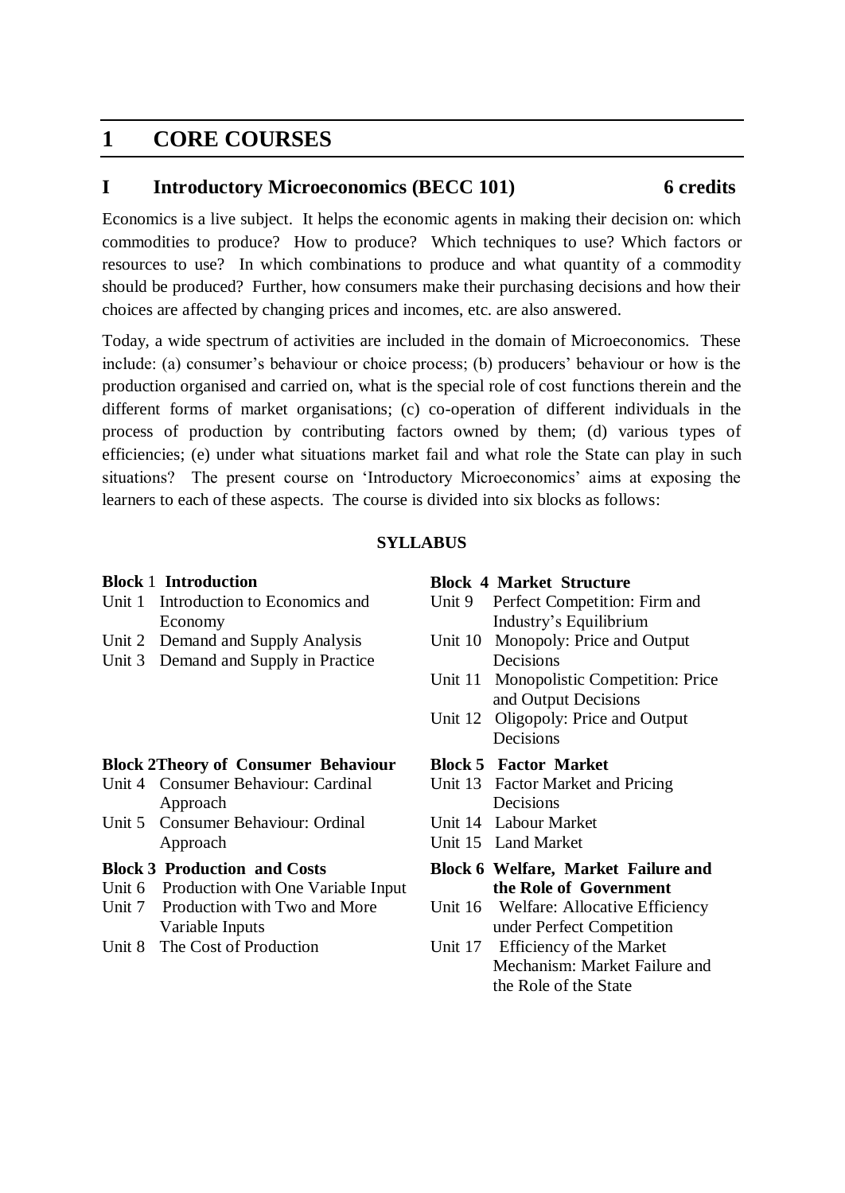# 1 CORE COURSES

## I Introductory Microeconomics (BECC 101) 6 credits

Economics is a live subject. It helps the economic agents in making their decision on: which commodities to produce? How to produce? Which techniques to use? Which factors or resources to use? In which combinations to produce and what quantity of a commodity should be produced? Further, how consumers make their purchasing decisions and how their choices are affected by changing prices and incomes, etc. are also answered.

Today, a wide spectrum of activities are included in the domain of Microeconomics. These include: (a) consumer's behaviour or choice process; (b) producers' behaviour or how is the production organised and carried on, what is the special role of cost functions therein and the different forms of market organisations; (c) co-operation of different individuals in the process of production by contributing factors owned by them; (d) various types of efficiencies; (e) under what situations market fail and what role the State can play in such situations? The present course on 'Introductory Microeconomics' aims at exposing the learners to each of these aspects. The course is divided into six blocks as follows:

### SYLLABUS

**Block 1 Introduction**
- Unit 1 Introduction to Economics and Economy
- Unit 2 Demand and Supply Analysis
- Unit 3 Demand and Supply in Practice

**Block 2 Theory of Consumer Behaviour**
- Unit 4 Consumer Behaviour: Cardinal Approach
- Unit 5 Consumer Behaviour: Ordinal Approach

**Block 3 Production and Costs**
- Unit 6 Production with One Variable Input
- Unit 7 Production with Two and More Variable Inputs
- Unit 8 The Cost of Production

**Block 4 Market Structure**
- Unit 9 Perfect Competition: Firm and Industry's Equilibrium
- Unit 10 Monopoly: Price and Output Decisions
- Unit 11 Monopolistic Competition: Price and Output Decisions
- Unit 12 Oligopoly: Price and Output Decisions

**Block 5 Factor Market**
- Unit 13 Factor Market and Pricing Decisions
- Unit 14 Labour Market
- Unit 15 Land Market

**Block 6 Welfare, Market Failure and the Role of Government**
- Unit 16 Welfare: Allocative Efficiency under Perfect Competition
- Unit 17 Efficiency of the Market Mechanism: Market Failure and the Role of the State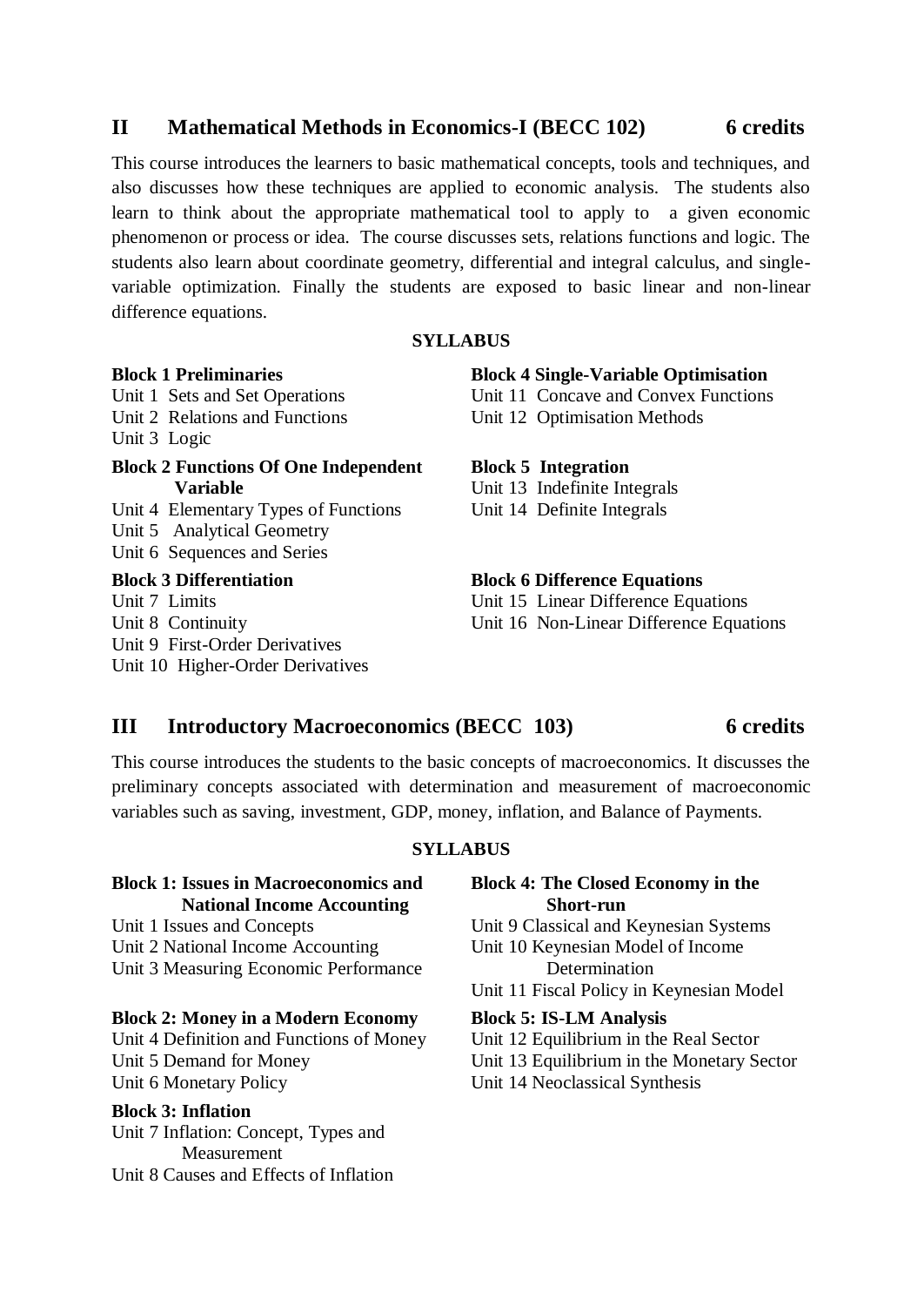## II Mathematical Methods in Economics-I (BECC 102) 6 credits

This course introduces the learners to basic mathematical concepts, tools and techniques, and also discusses how these techniques are applied to economic analysis. The students also learn to think about the appropriate mathematical tool to apply to a given economic phenomenon or process or idea. The course discusses sets, relations functions and logic. The students also learn about coordinate geometry, differential and integral calculus, and single-variable optimization. Finally the students are exposed to basic linear and non-linear difference equations.

**SYLLABUS**

**Block 1 Preliminaries**
Unit 1 Sets and Set Operations
Unit 2 Relations and Functions
Unit 3 Logic

**Block 2 Functions Of One Independent Variable**
Unit 4 Elementary Types of Functions
Unit 5 Analytical Geometry
Unit 6 Sequences and Series

**Block 3 Differentiation**
Unit 7 Limits
Unit 8 Continuity
Unit 9 First-Order Derivatives
Unit 10 Higher-Order Derivatives

**Block 4 Single-Variable Optimisation**
Unit 11 Concave and Convex Functions
Unit 12 Optimisation Methods

**Block 5 Integration**
Unit 13 Indefinite Integrals
Unit 14 Definite Integrals

**Block 6 Difference Equations**
Unit 15 Linear Difference Equations
Unit 16 Non-Linear Difference Equations

## III Introductory Macroeconomics (BECC 103) 6 credits

This course introduces the students to the basic concepts of macroeconomics. It discusses the preliminary concepts associated with determination and measurement of macroeconomic variables such as saving, investment, GDP, money, inflation, and Balance of Payments.

**SYLLABUS**

**Block 1: Issues in Macroeconomics and National Income Accounting**
Unit 1 Issues and Concepts
Unit 2 National Income Accounting
Unit 3 Measuring Economic Performance

**Block 2: Money in a Modern Economy**
Unit 4 Definition and Functions of Money
Unit 5 Demand for Money
Unit 6 Monetary Policy

**Block 3: Inflation**
Unit 7 Inflation: Concept, Types and Measurement
Unit 8 Causes and Effects of Inflation

**Block 4: The Closed Economy in the Short-run**
Unit 9 Classical and Keynesian Systems
Unit 10 Keynesian Model of Income Determination
Unit 11 Fiscal Policy in Keynesian Model

**Block 5: IS-LM Analysis**
Unit 12 Equilibrium in the Real Sector
Unit 13 Equilibrium in the Monetary Sector
Unit 14 Neoclassical Synthesis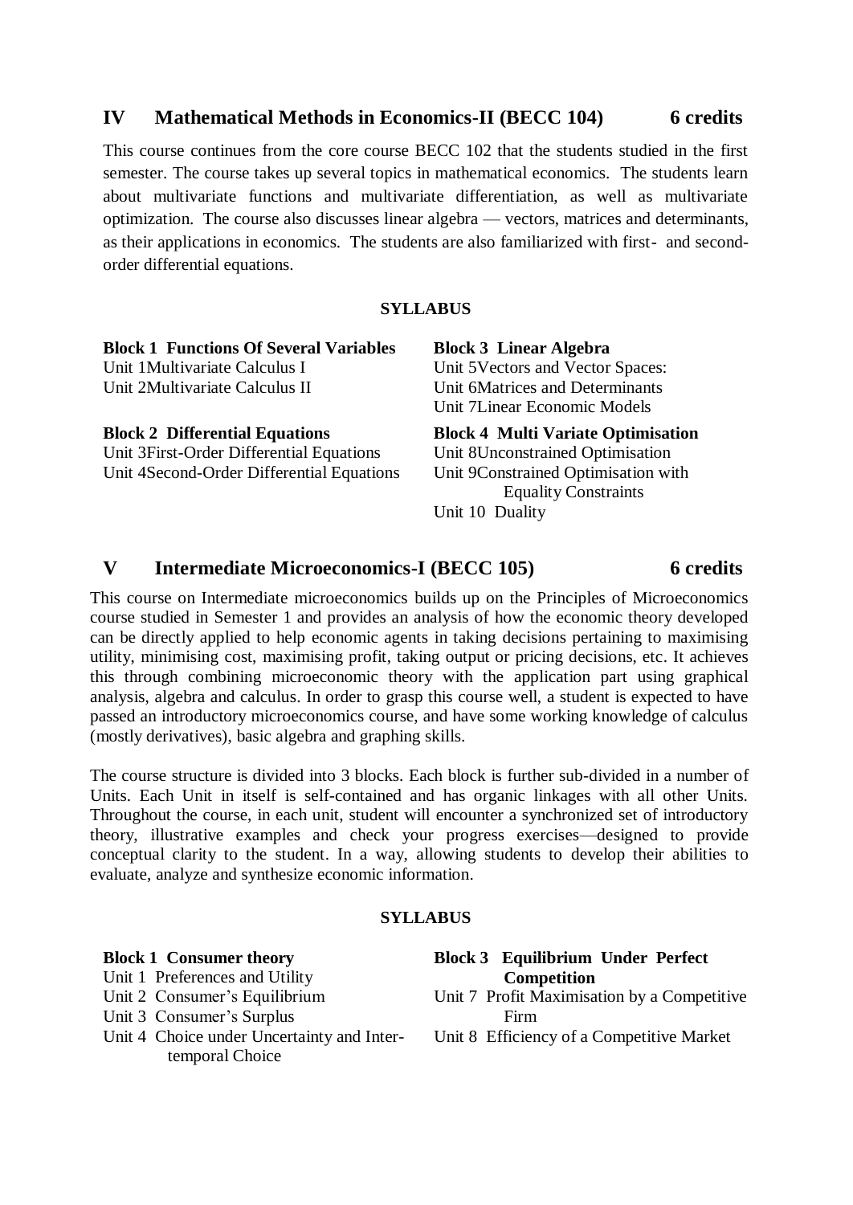## IV Mathematical Methods in Economics-II (BECC 104) 6 credits

This course continues from the core course BECC 102 that the students studied in the first semester. The course takes up several topics in mathematical economics. The students learn about multivariate functions and multivariate differentiation, as well as multivariate optimization. The course also discusses linear algebra — vectors, matrices and determinants, as their applications in economics. The students are also familiarized with first- and second-order differential equations.

**SYLLABUS**

**Block 1 Functions Of Several Variables**
Unit 1Multivariate Calculus I
Unit 2Multivariate Calculus II

**Block 2 Differential Equations**
Unit 3First-Order Differential Equations
Unit 4Second-Order Differential Equations

**Block 3 Linear Algebra**
Unit 5Vectors and Vector Spaces:
Unit 6Matrices and Determinants
Unit 7Linear Economic Models

**Block 4 Multi Variate Optimisation**
Unit 8Unconstrained Optimisation
Unit 9Constrained Optimisation with Equality Constraints
Unit 10 Duality

## V Intermediate Microeconomics-I (BECC 105) 6 credits

This course on Intermediate microeconomics builds up on the Principles of Microeconomics course studied in Semester 1 and provides an analysis of how the economic theory developed can be directly applied to help economic agents in taking decisions pertaining to maximising utility, minimising cost, maximising profit, taking output or pricing decisions, etc. It achieves this through combining microeconomic theory with the application part using graphical analysis, algebra and calculus. In order to grasp this course well, a student is expected to have passed an introductory microeconomics course, and have some working knowledge of calculus (mostly derivatives), basic algebra and graphing skills.

The course structure is divided into 3 blocks. Each block is further sub-divided in a number of Units. Each Unit in itself is self-contained and has organic linkages with all other Units. Throughout the course, in each unit, student will encounter a synchronized set of introductory theory, illustrative examples and check your progress exercises—designed to provide conceptual clarity to the student. In a way, allowing students to develop their abilities to evaluate, analyze and synthesize economic information.

**SYLLABUS**

**Block 1 Consumer theory**
Unit 1 Preferences and Utility
Unit 2 Consumer's Equilibrium
Unit 3 Consumer's Surplus
Unit 4 Choice under Uncertainty and Inter-temporal Choice

**Block 3 Equilibrium Under Perfect Competition**
Unit 7 Profit Maximisation by a Competitive Firm
Unit 8 Efficiency of a Competitive Market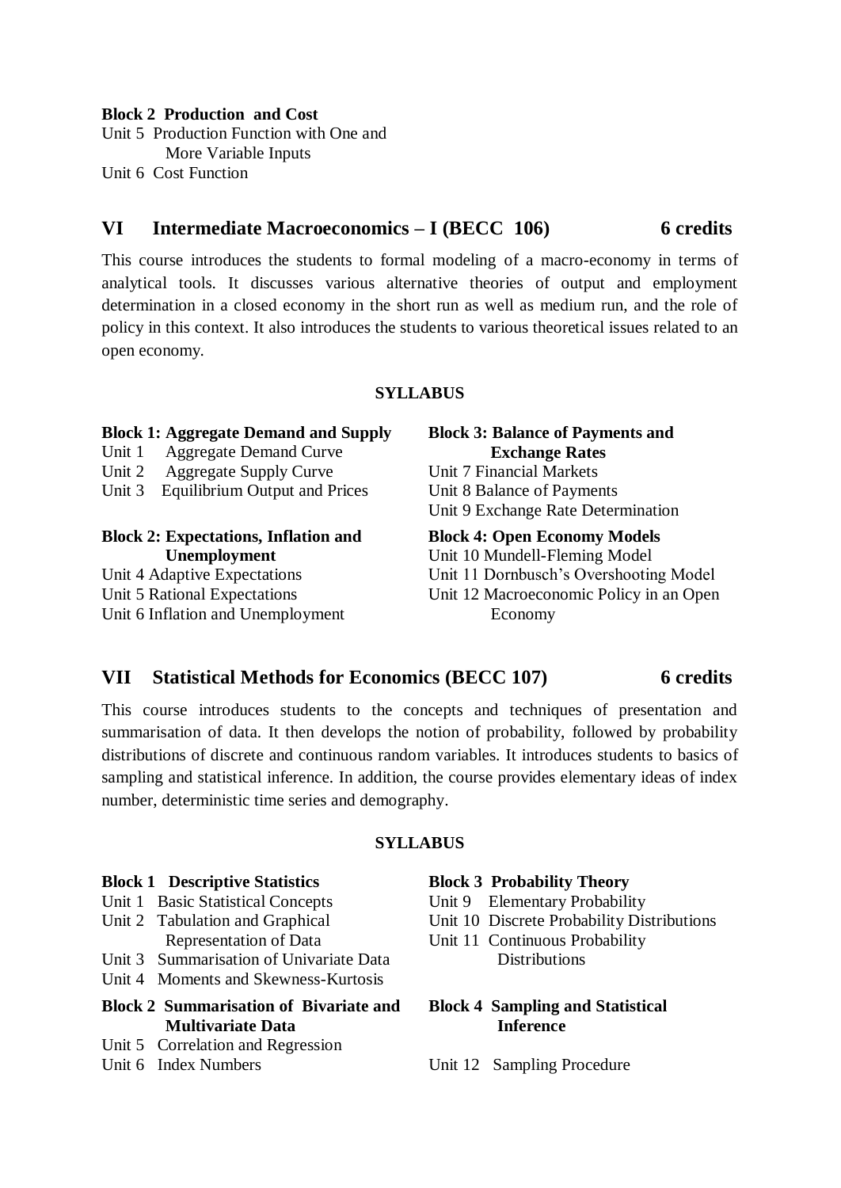**Block 2 Production and Cost**

Unit 5 Production Function with One and More Variable Inputs

Unit 6 Cost Function

## VI Intermediate Macroeconomics – I (BECC 106) 6 credits

This course introduces the students to formal modeling of a macro-economy in terms of analytical tools. It discusses various alternative theories of output and employment determination in a closed economy in the short run as well as medium run, and the role of policy in this context. It also introduces the students to various theoretical issues related to an open economy.

### SYLLABUS

**Block 1: Aggregate Demand and Supply**

Unit 1 Aggregate Demand Curve

Unit 2 Aggregate Supply Curve

Unit 3 Equilibrium Output and Prices

**Block 2: Expectations, Inflation and Unemployment**

Unit 4 Adaptive Expectations

Unit 5 Rational Expectations

Unit 6 Inflation and Unemployment

**Block 3: Balance of Payments and Exchange Rates**

Unit 7 Financial Markets

Unit 8 Balance of Payments

Unit 9 Exchange Rate Determination

**Block 4: Open Economy Models**

Unit 10 Mundell-Fleming Model

Unit 11 Dornbusch's Overshooting Model

Unit 12 Macroeconomic Policy in an Open Economy

## VII Statistical Methods for Economics (BECC 107) 6 credits

This course introduces students to the concepts and techniques of presentation and summarisation of data. It then develops the notion of probability, followed by probability distributions of discrete and continuous random variables. It introduces students to basics of sampling and statistical inference. In addition, the course provides elementary ideas of index number, deterministic time series and demography.

### SYLLABUS

**Block 1 Descriptive Statistics**

Unit 1 Basic Statistical Concepts

Unit 2 Tabulation and Graphical Representation of Data

Unit 3 Summarisation of Univariate Data

Unit 4 Moments and Skewness-Kurtosis

**Block 2 Summarisation of Bivariate and Multivariate Data**

Unit 5 Correlation and Regression

Unit 6 Index Numbers

**Block 3 Probability Theory**

Unit 9 Elementary Probability

Unit 10 Discrete Probability Distributions

Unit 11 Continuous Probability Distributions

**Block 4 Sampling and Statistical Inference**

Unit 12 Sampling Procedure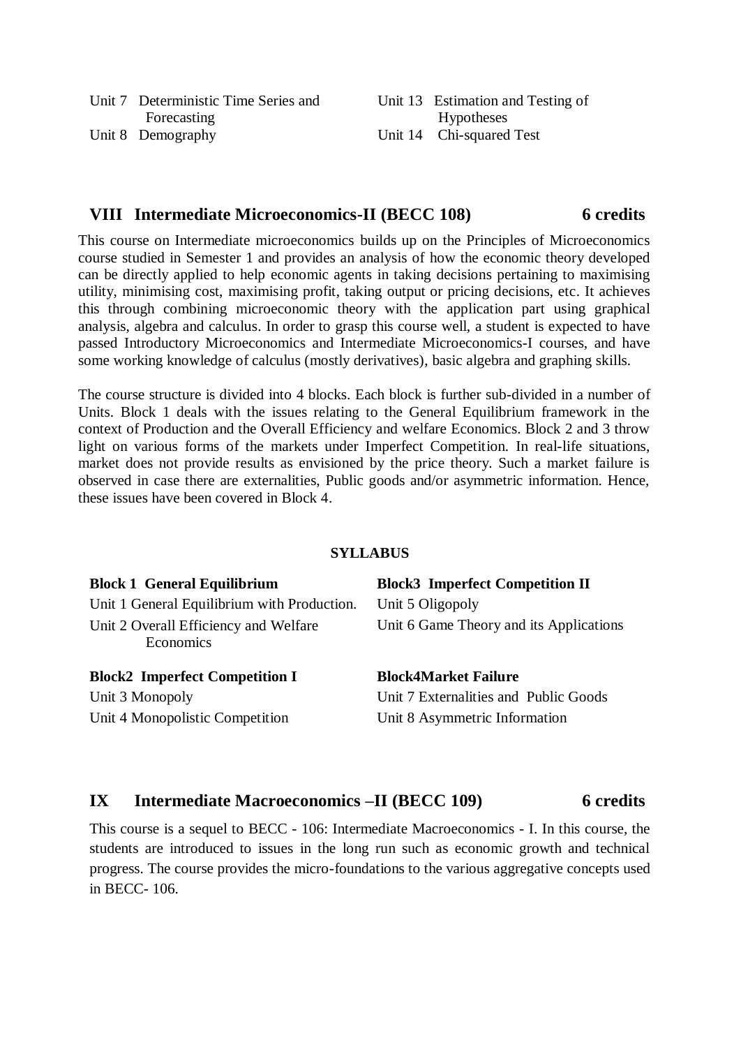Unit 7 Deterministic Time Series and Forecasting

Unit 8 Demography

Unit 13 Estimation and Testing of Hypotheses

Unit 14 Chi-squared Test

## VIII Intermediate Microeconomics-II (BECC 108) 6 credits

This course on Intermediate microeconomics builds up on the Principles of Microeconomics course studied in Semester 1 and provides an analysis of how the economic theory developed can be directly applied to help economic agents in taking decisions pertaining to maximising utility, minimising cost, maximising profit, taking output or pricing decisions, etc. It achieves this through combining microeconomic theory with the application part using graphical analysis, algebra and calculus. In order to grasp this course well, a student is expected to have passed Introductory Microeconomics and Intermediate Microeconomics-I courses, and have some working knowledge of calculus (mostly derivatives), basic algebra and graphing skills.

The course structure is divided into 4 blocks. Each block is further sub-divided in a number of Units. Block 1 deals with the issues relating to the General Equilibrium framework in the context of Production and the Overall Efficiency and welfare Economics. Block 2 and 3 throw light on various forms of the markets under Imperfect Competition. In real-life situations, market does not provide results as envisioned by the price theory. Such a market failure is observed in case there are externalities, Public goods and/or asymmetric information. Hence, these issues have been covered in Block 4.

**SYLLABUS**

**Block 1 General Equilibrium**

Unit 1 General Equilibrium with Production.

Unit 2 Overall Efficiency and Welfare Economics

**Block2 Imperfect Competition I**

Unit 3 Monopoly

Unit 4 Monopolistic Competition

**Block3 Imperfect Competition II**

Unit 5 Oligopoly

Unit 6 Game Theory and its Applications

**Block4Market Failure**

Unit 7 Externalities and Public Goods

Unit 8 Asymmetric Information

## IX Intermediate Macroeconomics –II (BECC 109) 6 credits

This course is a sequel to BECC - 106: Intermediate Macroeconomics - I. In this course, the students are introduced to issues in the long run such as economic growth and technical progress. The course provides the micro-foundations to the various aggregative concepts used in BECC- 106.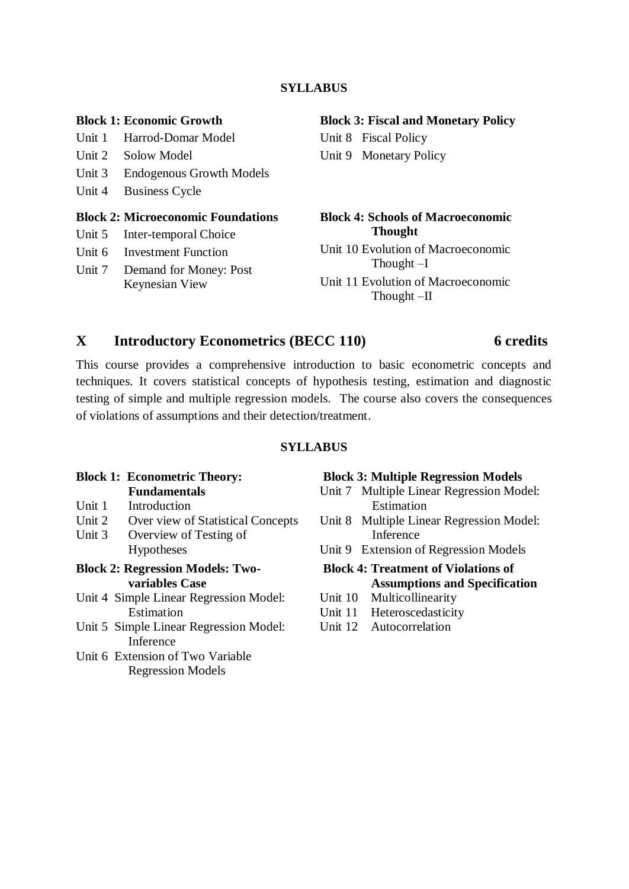**SYLLABUS**

**Block 1: Economic Growth**

Unit 1 Harrod-Domar Model

Unit 2 Solow Model

Unit 3 Endogenous Growth Models

Unit 4 Business Cycle

**Block 2: Microeconomic Foundations**

Unit 5 Inter-temporal Choice

Unit 6 Investment Function

Unit 7 Demand for Money: Post Keynesian View

**Block 3: Fiscal and Monetary Policy**

Unit 8 Fiscal Policy

Unit 9 Monetary Policy

**Block 4: Schools of Macroeconomic Thought**

Unit 10 Evolution of Macroeconomic Thought –I

Unit 11 Evolution of Macroeconomic Thought –II

## X Introductory Econometrics (BECC 110) 6 credits

This course provides a comprehensive introduction to basic econometric concepts and techniques. It covers statistical concepts of hypothesis testing, estimation and diagnostic testing of simple and multiple regression models. The course also covers the consequences of violations of assumptions and their detection/treatment.

**SYLLABUS**

**Block 1: Econometric Theory: Fundamentals**

Unit 1 Introduction

Unit 2 Over view of Statistical Concepts

Unit 3 Overview of Testing of Hypotheses

**Block 2: Regression Models: Two-variables Case**

Unit 4 Simple Linear Regression Model: Estimation

Unit 5 Simple Linear Regression Model: Inference

Unit 6 Extension of Two Variable Regression Models

**Block 3: Multiple Regression Models**

Unit 7 Multiple Linear Regression Model: Estimation

Unit 8 Multiple Linear Regression Model: Inference

Unit 9 Extension of Regression Models

**Block 4: Treatment of Violations of Assumptions and Specification**

Unit 10 Multicollinearity

Unit 11 Heteroscedasticity

Unit 12 Autocorrelation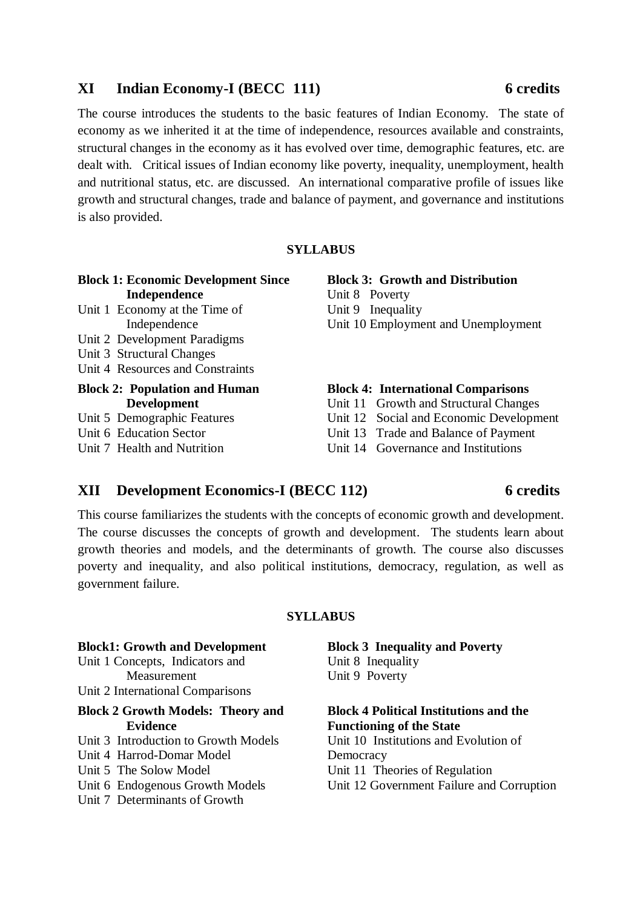## XI Indian Economy-I (BECC 111) 6 credits

The course introduces the students to the basic features of Indian Economy. The state of economy as we inherited it at the time of independence, resources available and constraints, structural changes in the economy as it has evolved over time, demographic features, etc. are dealt with. Critical issues of Indian economy like poverty, inequality, unemployment, health and nutritional status, etc. are discussed. An international comparative profile of issues like growth and structural changes, trade and balance of payment, and governance and institutions is also provided.

**SYLLABUS**

**Block 1: Economic Development Since Independence**

Unit 1 Economy at the Time of Independence
Unit 2 Development Paradigms
Unit 3 Structural Changes
Unit 4 Resources and Constraints

**Block 2: Population and Human Development**

Unit 5 Demographic Features
Unit 6 Education Sector
Unit 7 Health and Nutrition

**Block 3: Growth and Distribution**

Unit 8 Poverty
Unit 9 Inequality
Unit 10 Employment and Unemployment

**Block 4: International Comparisons**

Unit 11 Growth and Structural Changes
Unit 12 Social and Economic Development
Unit 13 Trade and Balance of Payment
Unit 14 Governance and Institutions

## XII Development Economics-I (BECC 112) 6 credits

This course familiarizes the students with the concepts of economic growth and development. The course discusses the concepts of growth and development. The students learn about growth theories and models, and the determinants of growth. The course also discusses poverty and inequality, and also political institutions, democracy, regulation, as well as government failure.

**SYLLABUS**

**Block1: Growth and Development**

Unit 1 Concepts, Indicators and Measurement
Unit 2 International Comparisons

**Block 2 Growth Models: Theory and Evidence**

Unit 3 Introduction to Growth Models
Unit 4 Harrod-Domar Model
Unit 5 The Solow Model
Unit 6 Endogenous Growth Models
Unit 7 Determinants of Growth

**Block 3 Inequality and Poverty**

Unit 8 Inequality
Unit 9 Poverty

**Block 4 Political Institutions and the Functioning of the State**

Unit 10 Institutions and Evolution of Democracy
Unit 11 Theories of Regulation
Unit 12 Government Failure and Corruption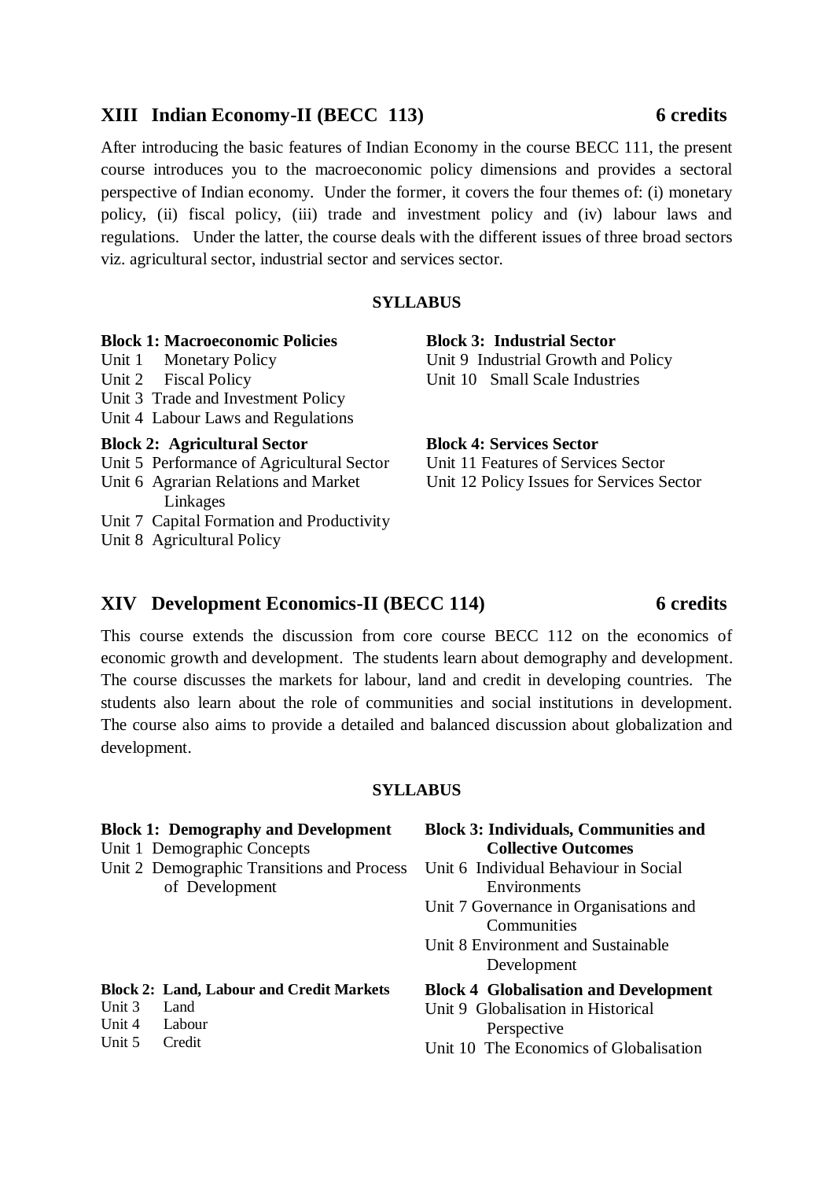## XIII Indian Economy-II (BECC 113) 6 credits

After introducing the basic features of Indian Economy in the course BECC 111, the present course introduces you to the macroeconomic policy dimensions and provides a sectoral perspective of Indian economy. Under the former, it covers the four themes of: (i) monetary policy, (ii) fiscal policy, (iii) trade and investment policy and (iv) labour laws and regulations. Under the latter, the course deals with the different issues of three broad sectors viz. agricultural sector, industrial sector and services sector.

**SYLLABUS**

**Block 1: Macroeconomic Policies**
Unit 1 Monetary Policy
Unit 2 Fiscal Policy
Unit 3 Trade and Investment Policy
Unit 4 Labour Laws and Regulations

**Block 2: Agricultural Sector**
Unit 5 Performance of Agricultural Sector
Unit 6 Agrarian Relations and Market Linkages
Unit 7 Capital Formation and Productivity
Unit 8 Agricultural Policy

**Block 3: Industrial Sector**
Unit 9 Industrial Growth and Policy
Unit 10 Small Scale Industries

**Block 4: Services Sector**
Unit 11 Features of Services Sector
Unit 12 Policy Issues for Services Sector

## XIV Development Economics-II (BECC 114) 6 credits

This course extends the discussion from core course BECC 112 on the economics of economic growth and development. The students learn about demography and development. The course discusses the markets for labour, land and credit in developing countries. The students also learn about the role of communities and social institutions in development. The course also aims to provide a detailed and balanced discussion about globalization and development.

**SYLLABUS**

**Block 1: Demography and Development**
Unit 1 Demographic Concepts
Unit 2 Demographic Transitions and Process of Development

**Block 2: Land, Labour and Credit Markets**
Unit 3 Land
Unit 4 Labour
Unit 5 Credit

**Block 3: Individuals, Communities and Collective Outcomes**
Unit 6 Individual Behaviour in Social Environments
Unit 7 Governance in Organisations and Communities
Unit 8 Environment and Sustainable Development

**Block 4 Globalisation and Development**
Unit 9 Globalisation in Historical Perspective
Unit 10 The Economics of Globalisation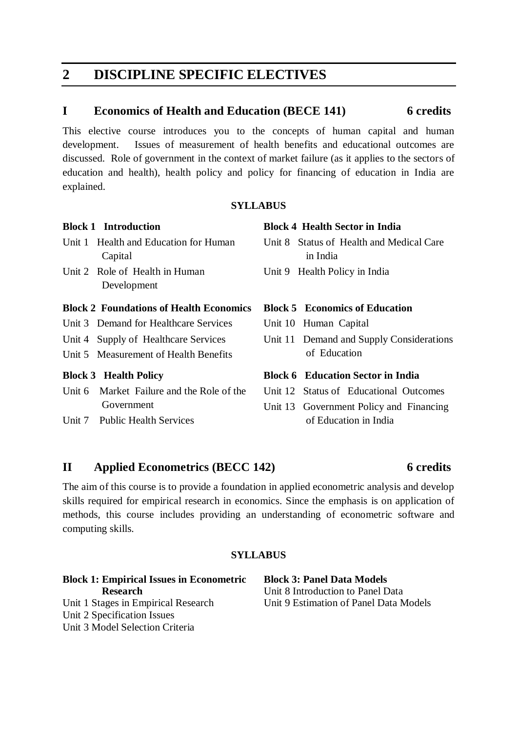# 2 DISCIPLINE SPECIFIC ELECTIVES

## I Economics of Health and Education (BECE 141) 6 credits

This elective course introduces you to the concepts of human capital and human development. Issues of measurement of health benefits and educational outcomes are discussed. Role of government in the context of market failure (as it applies to the sectors of education and health), health policy and policy for financing of education in India are explained.

**SYLLABUS**

**Block 1 Introduction**

Unit 1 Health and Education for Human Capital

Unit 2 Role of Health in Human Development

**Block 2 Foundations of Health Economics**

Unit 3 Demand for Healthcare Services

Unit 4 Supply of Healthcare Services

Unit 5 Measurement of Health Benefits

**Block 3 Health Policy**

Unit 6 Market Failure and the Role of the Government

Unit 7 Public Health Services

**Block 4 Health Sector in India**

Unit 8 Status of Health and Medical Care in India

Unit 9 Health Policy in India

**Block 5 Economics of Education**

Unit 10 Human Capital

Unit 11 Demand and Supply Considerations of Education

**Block 6 Education Sector in India**

Unit 12 Status of Educational Outcomes

Unit 13 Government Policy and Financing of Education in India

## II Applied Econometrics (BECC 142) 6 credits

The aim of this course is to provide a foundation in applied econometric analysis and develop skills required for empirical research in economics. Since the emphasis is on application of methods, this course includes providing an understanding of econometric software and computing skills.

**SYLLABUS**

**Block 1: Empirical Issues in Econometric Research**

Unit 1 Stages in Empirical Research

Unit 2 Specification Issues

Unit 3 Model Selection Criteria

**Block 3: Panel Data Models**

Unit 8 Introduction to Panel Data

Unit 9 Estimation of Panel Data Models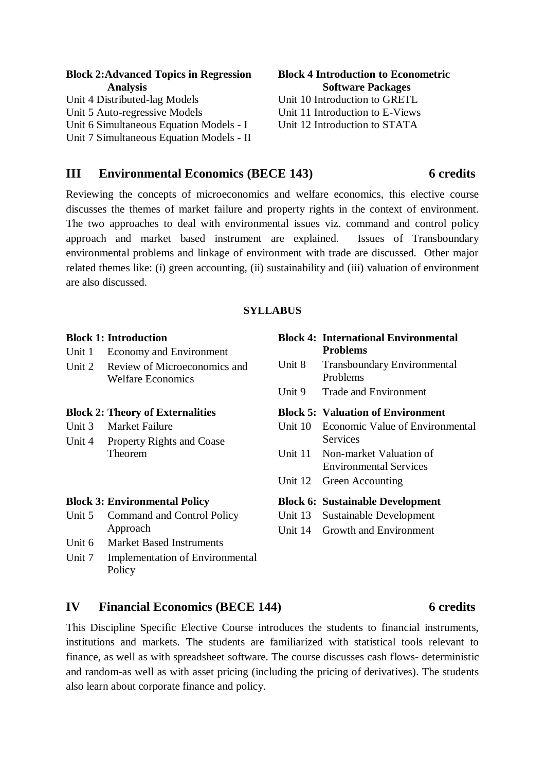**Block 2: Advanced Topics in Regression Analysis**

Unit 4 Distributed-lag Models
Unit 5 Auto-regressive Models
Unit 6 Simultaneous Equation Models - I
Unit 7 Simultaneous Equation Models - II

**Block 4 Introduction to Econometric Software Packages**

Unit 10 Introduction to GRETL
Unit 11 Introduction to E-Views
Unit 12 Introduction to STATA

## III Environmental Economics (BECE 143) 6 credits

Reviewing the concepts of microeconomics and welfare economics, this elective course discusses the themes of market failure and property rights in the context of environment. The two approaches to deal with environmental issues viz. command and control policy approach and market based instrument are explained. Issues of Transboundary environmental problems and linkage of environment with trade are discussed. Other major related themes like: (i) green accounting, (ii) sustainability and (iii) valuation of environment are also discussed.

**SYLLABUS**

**Block 1: Introduction**

Unit 1 Economy and Environment
Unit 2 Review of Microeconomics and Welfare Economics

**Block 2: Theory of Externalities**

Unit 3 Market Failure
Unit 4 Property Rights and Coase Theorem

**Block 3: Environmental Policy**

Unit 5 Command and Control Policy Approach
Unit 6 Market Based Instruments
Unit 7 Implementation of Environmental Policy

**Block 4: International Environmental Problems**

Unit 8 Transboundary Environmental Problems
Unit 9 Trade and Environment

**Block 5: Valuation of Environment**

Unit 10 Economic Value of Environmental Services
Unit 11 Non-market Valuation of Environmental Services
Unit 12 Green Accounting

**Block 6: Sustainable Development**

Unit 13 Sustainable Development
Unit 14 Growth and Environment

## IV Financial Economics (BECE 144) 6 credits

This Discipline Specific Elective Course introduces the students to financial instruments, institutions and markets. The students are familiarized with statistical tools relevant to finance, as well as with spreadsheet software. The course discusses cash flows- deterministic and random-as well as with asset pricing (including the pricing of derivatives). The students also learn about corporate finance and policy.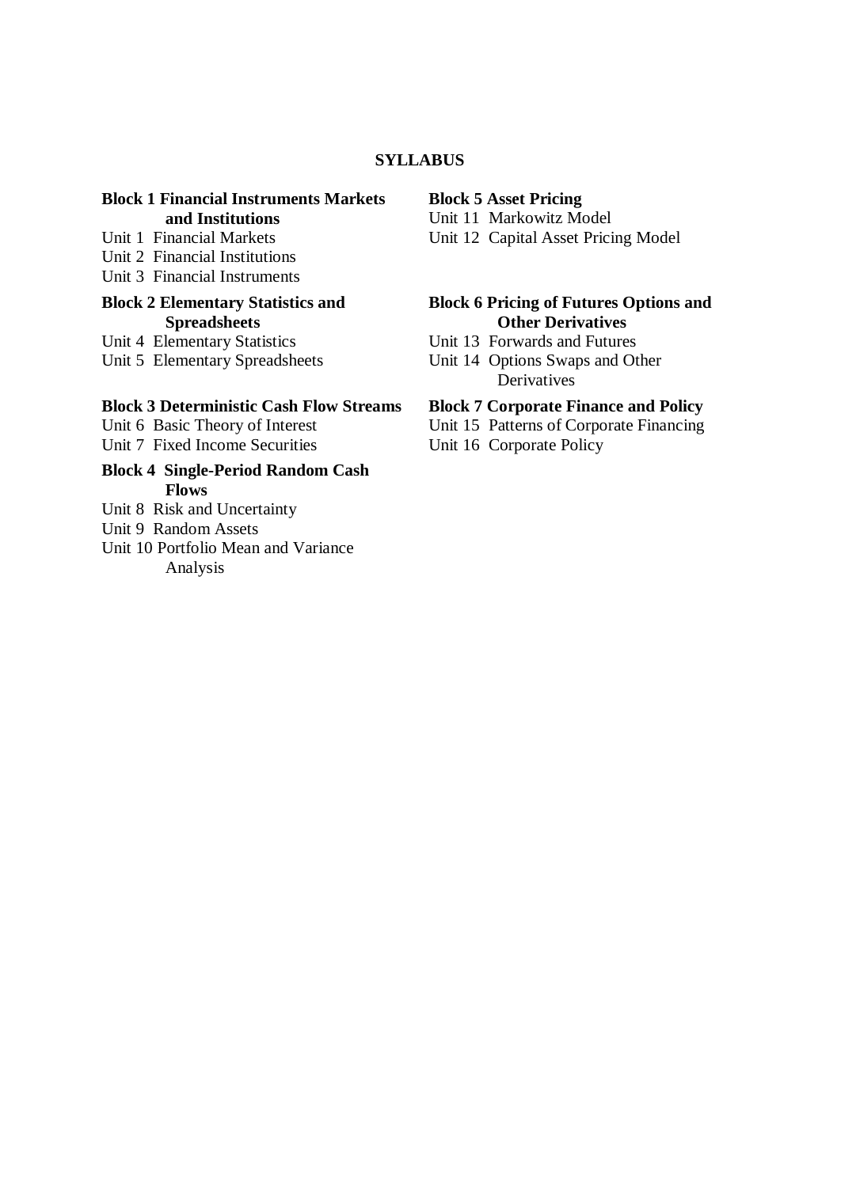## SYLLABUS

**Block 1 Financial Instruments Markets and Institutions**

Unit 1 Financial Markets
Unit 2 Financial Institutions
Unit 3 Financial Instruments

**Block 2 Elementary Statistics and Spreadsheets**

Unit 4 Elementary Statistics
Unit 5 Elementary Spreadsheets

**Block 3 Deterministic Cash Flow Streams**

Unit 6 Basic Theory of Interest
Unit 7 Fixed Income Securities

**Block 4 Single-Period Random Cash Flows**

Unit 8 Risk and Uncertainty
Unit 9 Random Assets
Unit 10 Portfolio Mean and Variance Analysis

**Block 5 Asset Pricing**

Unit 11 Markowitz Model
Unit 12 Capital Asset Pricing Model

**Block 6 Pricing of Futures Options and Other Derivatives**

Unit 13 Forwards and Futures
Unit 14 Options Swaps and Other Derivatives

**Block 7 Corporate Finance and Policy**

Unit 15 Patterns of Corporate Financing
Unit 16 Corporate Policy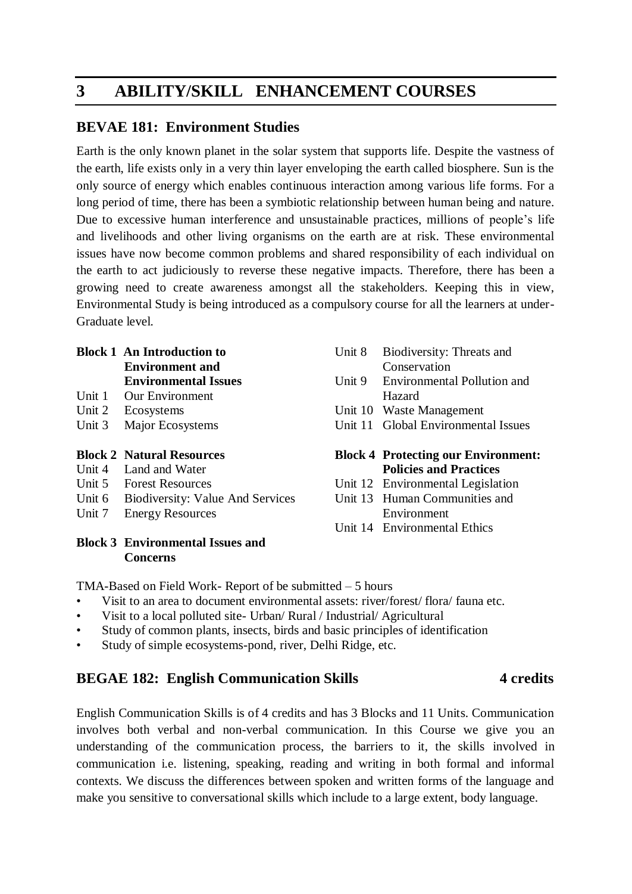# 3 ABILITY/SKILL ENHANCEMENT COURSES

## BEVAE 181: Environment Studies

Earth is the only known planet in the solar system that supports life. Despite the vastness of the earth, life exists only in a very thin layer enveloping the earth called biosphere. Sun is the only source of energy which enables continuous interaction among various life forms. For a long period of time, there has been a symbiotic relationship between human being and nature. Due to excessive human interference and unsustainable practices, millions of people's life and livelihoods and other living organisms on the earth are at risk. These environmental issues have now become common problems and shared responsibility of each individual on the earth to act judiciously to reverse these negative impacts. Therefore, there has been a growing need to create awareness amongst all the stakeholders. Keeping this in view, Environmental Study is being introduced as a compulsory course for all the learners at under-Graduate level.

**Block 1 An Introduction to Environment and Environmental Issues**

Unit 1 Our Environment
Unit 2 Ecosystems
Unit 3 Major Ecosystems

**Block 2 Natural Resources**

Unit 4 Land and Water
Unit 5 Forest Resources
Unit 6 Biodiversity: Value And Services
Unit 7 Energy Resources

**Block 3 Environmental Issues and Concerns**

Unit 8 Biodiversity: Threats and Conservation
Unit 9 Environmental Pollution and Hazard
Unit 10 Waste Management
Unit 11 Global Environmental Issues

**Block 4 Protecting our Environment: Policies and Practices**

Unit 12 Environmental Legislation
Unit 13 Human Communities and Environment
Unit 14 Environmental Ethics

TMA-Based on Field Work- Report of be submitted – 5 hours

- Visit to an area to document environmental assets: river/forest/ flora/ fauna etc.
- Visit to a local polluted site- Urban/ Rural / Industrial/ Agricultural
- Study of common plants, insects, birds and basic principles of identification
- Study of simple ecosystems-pond, river, Delhi Ridge, etc.

## BEGAE 182: English Communication Skills 4 credits

English Communication Skills is of 4 credits and has 3 Blocks and 11 Units. Communication involves both verbal and non-verbal communication. In this Course we give you an understanding of the communication process, the barriers to it, the skills involved in communication i.e. listening, speaking, reading and writing in both formal and informal contexts. We discuss the differences between spoken and written forms of the language and make you sensitive to conversational skills which include to a large extent, body language.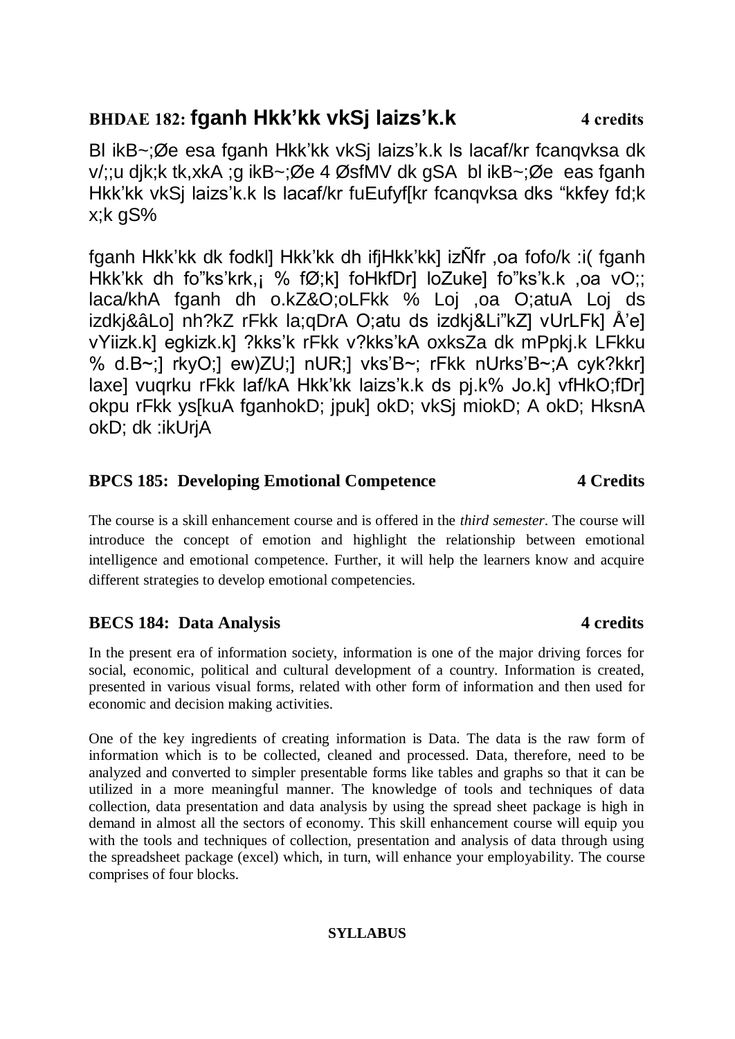## BHDAE 182: fganh Hkk'kk vkSj laizs'k.k **4 credits**

Bl ikB~;Øe esa fganh Hkk'kk vkSj laizs'k.k ls lacaf/kr fcanqvksa dk v/;;u djk;k tk,xkA ;g ikB~;Øe 4 ØsfMV dk gSA bl ikB~;Øe eas fganh Hkk'kk vkSj laizs'k.k ls lacaf/kr fuEufyf[kr fcanqvksa dks "kkfey fd;k x;k gS%

fganh Hkk'kk dk fodkl] Hkk'kk dh ifjHkk'kk] izÑfr ,oa fofo/k :i( fganh Hkk'kk dh fo"ks'krk,¡ % fØ;k] foHkfDr] loZuke] fo"ks'k.k ,oa vO;; laca/khA fganh dh o.kZ&O;oLFkk % Loj ,oa O;atuA Loj ds izdkj&âLo] nh?kZ rFkk la;qDrA O;atu ds izdkj&Li"kZ] vUrLFk] Å'e] vYiizk.k] egkizk.k] ?kks'k rFkk v?kks'kA oxksZa dk mPpkj.k LFkku % d.B~;] rkyO;] ew)ZU;] nUR;] vks'B~; rFkk nUrks'B~;A cyk?kkr] laxe] vuqrku rFkk laf/kA Hkk'kk laizs'k.k ds pj.k% Jo.k] vfHkO;fDr] okpu rFkk ys[kuA fganhokD; jpuk] okD; vkSj miokD; A okD; HksnA okD; dk :ikUrjA

## BPCS 185: Developing Emotional Competence **4 Credits**

The course is a skill enhancement course and is offered in the *third semester*. The course will introduce the concept of emotion and highlight the relationship between emotional intelligence and emotional competence. Further, it will help the learners know and acquire different strategies to develop emotional competencies.

## BECS 184: Data Analysis **4 credits**

In the present era of information society, information is one of the major driving forces for social, economic, political and cultural development of a country. Information is created, presented in various visual forms, related with other form of information and then used for economic and decision making activities.

One of the key ingredients of creating information is Data. The data is the raw form of information which is to be collected, cleaned and processed. Data, therefore, need to be analyzed and converted to simpler presentable forms like tables and graphs so that it can be utilized in a more meaningful manner. The knowledge of tools and techniques of data collection, data presentation and data analysis by using the spread sheet package is high in demand in almost all the sectors of economy. This skill enhancement course will equip you with the tools and techniques of collection, presentation and analysis of data through using the spreadsheet package (excel) which, in turn, will enhance your employability. The course comprises of four blocks.

**SYLLABUS**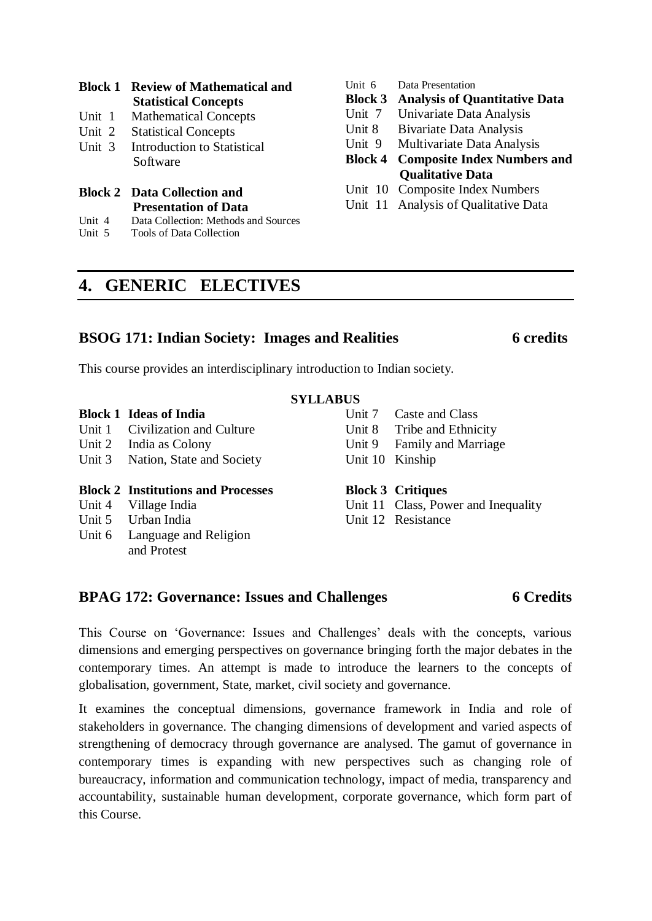**Block 1 Review of Mathematical and Statistical Concepts**

Unit 1 Mathematical Concepts

Unit 2 Statistical Concepts

Unit 3 Introduction to Statistical Software

**Block 2 Data Collection and Presentation of Data**

Unit 4 Data Collection: Methods and Sources

Unit 5 Tools of Data Collection

Unit 6 Data Presentation

**Block 3 Analysis of Quantitative Data**

Unit 7 Univariate Data Analysis

Unit 8 Bivariate Data Analysis

Unit 9 Multivariate Data Analysis

**Block 4 Composite Index Numbers and Qualitative Data**

Unit 10 Composite Index Numbers

Unit 11 Analysis of Qualitative Data

# 4. GENERIC ELECTIVES

## BSOG 171: Indian Society: Images and Realities — 6 credits

This course provides an interdisciplinary introduction to Indian society.

**SYLLABUS**

**Block 1 Ideas of India**

Unit 1 Civilization and Culture

Unit 2 India as Colony

Unit 3 Nation, State and Society

**Block 2 Institutions and Processes**

Unit 4 Village India

Unit 5 Urban India

Unit 6 Language and Religion and Protest

Unit 7 Caste and Class

Unit 8 Tribe and Ethnicity

Unit 9 Family and Marriage

Unit 10 Kinship

**Block 3 Critiques**

Unit 11 Class, Power and Inequality

Unit 12 Resistance

## BPAG 172: Governance: Issues and Challenges — 6 Credits

This Course on 'Governance: Issues and Challenges' deals with the concepts, various dimensions and emerging perspectives on governance bringing forth the major debates in the contemporary times. An attempt is made to introduce the learners to the concepts of globalisation, government, State, market, civil society and governance.

It examines the conceptual dimensions, governance framework in India and role of stakeholders in governance. The changing dimensions of development and varied aspects of strengthening of democracy through governance are analysed. The gamut of governance in contemporary times is expanding with new perspectives such as changing role of bureaucracy, information and communication technology, impact of media, transparency and accountability, sustainable human development, corporate governance, which form part of this Course.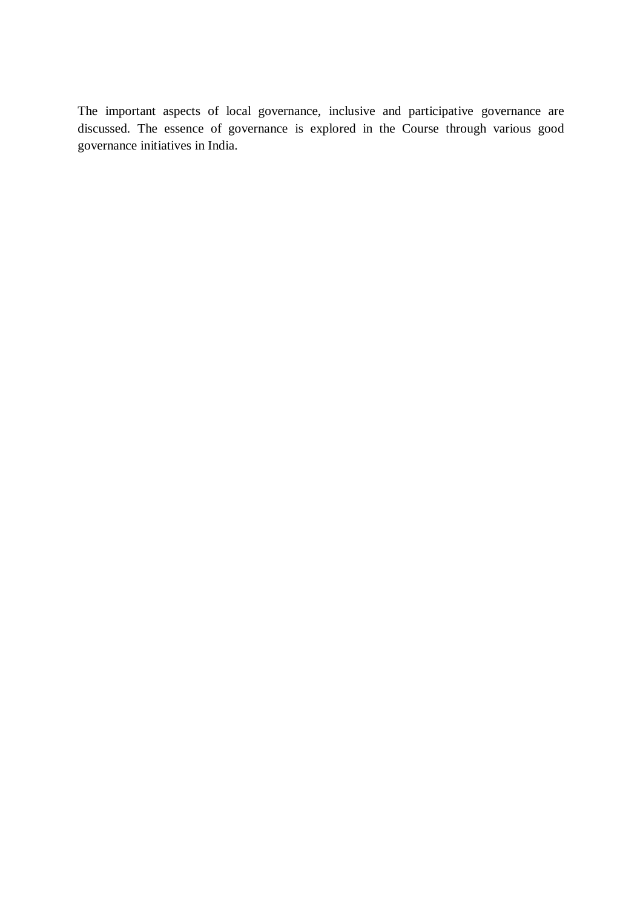The important aspects of local governance, inclusive and participative governance are discussed. The essence of governance is explored in the Course through various good governance initiatives in India.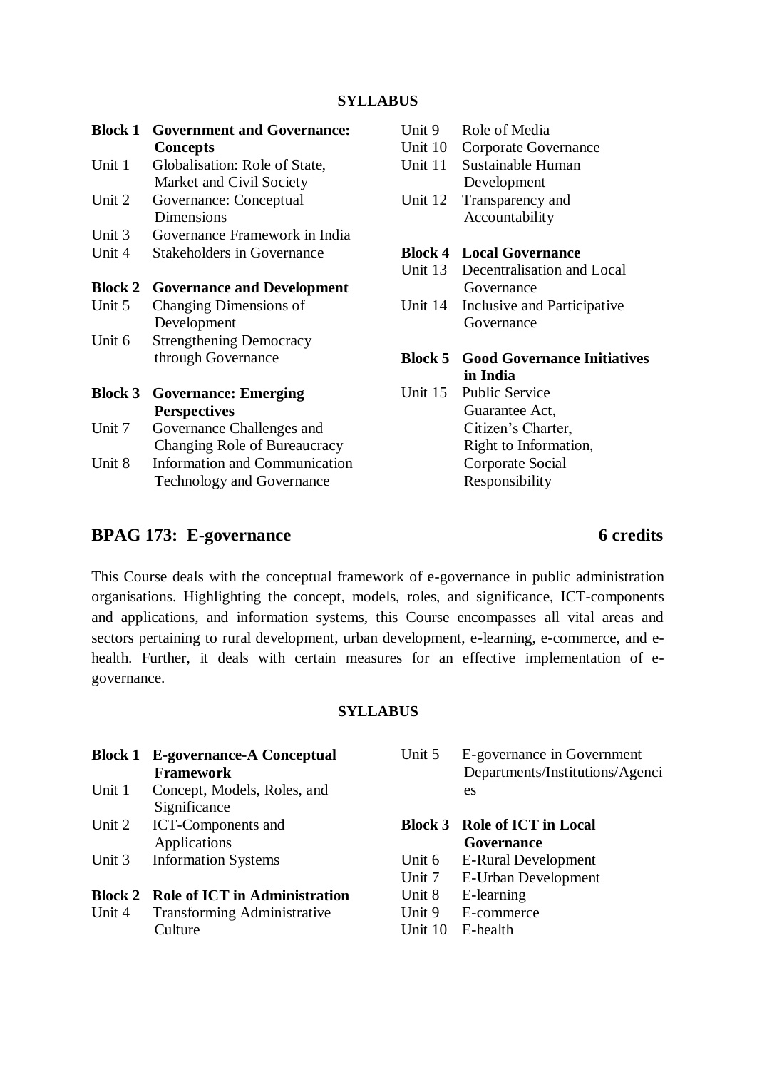**SYLLABUS**

**Block 1 Government and Governance: Concepts**

Unit 1 Globalisation: Role of State, Market and Civil Society

Unit 2 Governance: Conceptual Dimensions

Unit 3 Governance Framework in India

Unit 4 Stakeholders in Governance

**Block 2 Governance and Development**

Unit 5 Changing Dimensions of Development

Unit 6 Strengthening Democracy through Governance

**Block 3 Governance: Emerging Perspectives**

Unit 7 Governance Challenges and Changing Role of Bureaucracy

Unit 8 Information and Communication Technology and Governance

Unit 9 Role of Media

Unit 10 Corporate Governance

Unit 11 Sustainable Human Development

Unit 12 Transparency and Accountability

**Block 4 Local Governance**

Unit 13 Decentralisation and Local Governance

Unit 14 Inclusive and Participative Governance

**Block 5 Good Governance Initiatives in India**

Unit 15 Public Service Guarantee Act, Citizen's Charter, Right to Information, Corporate Social Responsibility

## BPAG 173: E-governance 6 credits

This Course deals with the conceptual framework of e-governance in public administration organisations. Highlighting the concept, models, roles, and significance, ICT-components and applications, and information systems, this Course encompasses all vital areas and sectors pertaining to rural development, urban development, e-learning, e-commerce, and e-health. Further, it deals with certain measures for an effective implementation of e-governance.

**SYLLABUS**

**Block 1 E-governance-A Conceptual Framework**

Unit 1 Concept, Models, Roles, and Significance

Unit 2 ICT-Components and Applications

Unit 3 Information Systems

**Block 2 Role of ICT in Administration**

Unit 4 Transforming Administrative Culture

Unit 5 E-governance in Government Departments/Institutions/Agencies

**Block 3 Role of ICT in Local Governance**

Unit 6 E-Rural Development

Unit 7 E-Urban Development

Unit 8 E-learning

Unit 9 E-commerce

Unit 10 E-health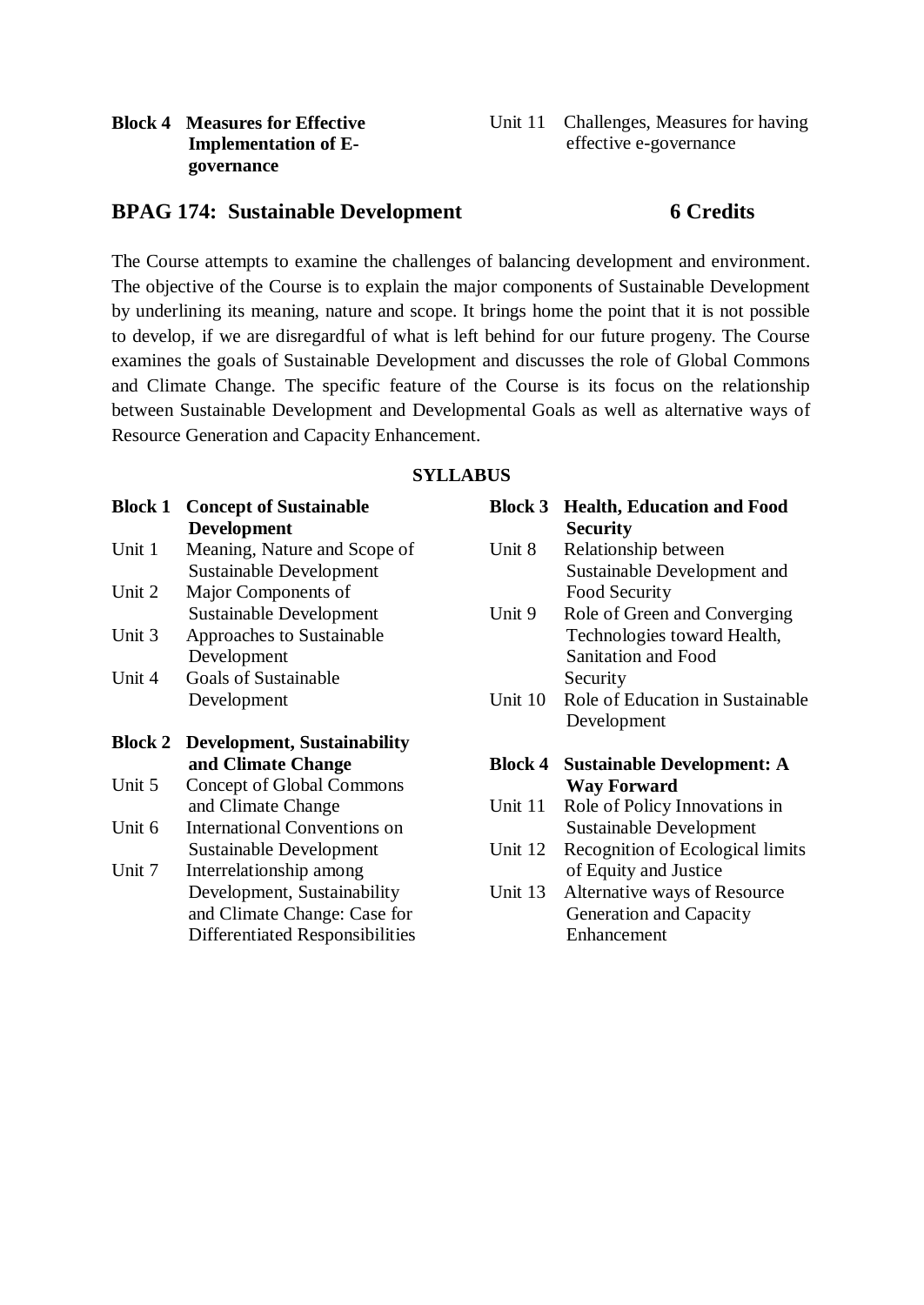**Block 4 Measures for Effective Implementation of E-governance**

Unit 11 Challenges, Measures for having effective e-governance

## BPAG 174: Sustainable Development 6 Credits

The Course attempts to examine the challenges of balancing development and environment. The objective of the Course is to explain the major components of Sustainable Development by underlining its meaning, nature and scope. It brings home the point that it is not possible to develop, if we are disregardful of what is left behind for our future progeny. The Course examines the goals of Sustainable Development and discusses the role of Global Commons and Climate Change. The specific feature of the Course is its focus on the relationship between Sustainable Development and Developmental Goals as well as alternative ways of Resource Generation and Capacity Enhancement.

### SYLLABUS

**Block 1 Concept of Sustainable Development**

Unit 1 Meaning, Nature and Scope of Sustainable Development

Unit 2 Major Components of Sustainable Development

Unit 3 Approaches to Sustainable Development

Unit 4 Goals of Sustainable Development

**Block 2 Development, Sustainability and Climate Change**

Unit 5 Concept of Global Commons and Climate Change

Unit 6 International Conventions on Sustainable Development

Unit 7 Interrelationship among Development, Sustainability and Climate Change: Case for Differentiated Responsibilities

**Block 3 Health, Education and Food Security**

Unit 8 Relationship between Sustainable Development and Food Security

Unit 9 Role of Green and Converging Technologies toward Health, Sanitation and Food Security

Unit 10 Role of Education in Sustainable Development

**Block 4 Sustainable Development: A Way Forward**

Unit 11 Role of Policy Innovations in Sustainable Development

Unit 12 Recognition of Ecological limits of Equity and Justice

Unit 13 Alternative ways of Resource Generation and Capacity Enhancement